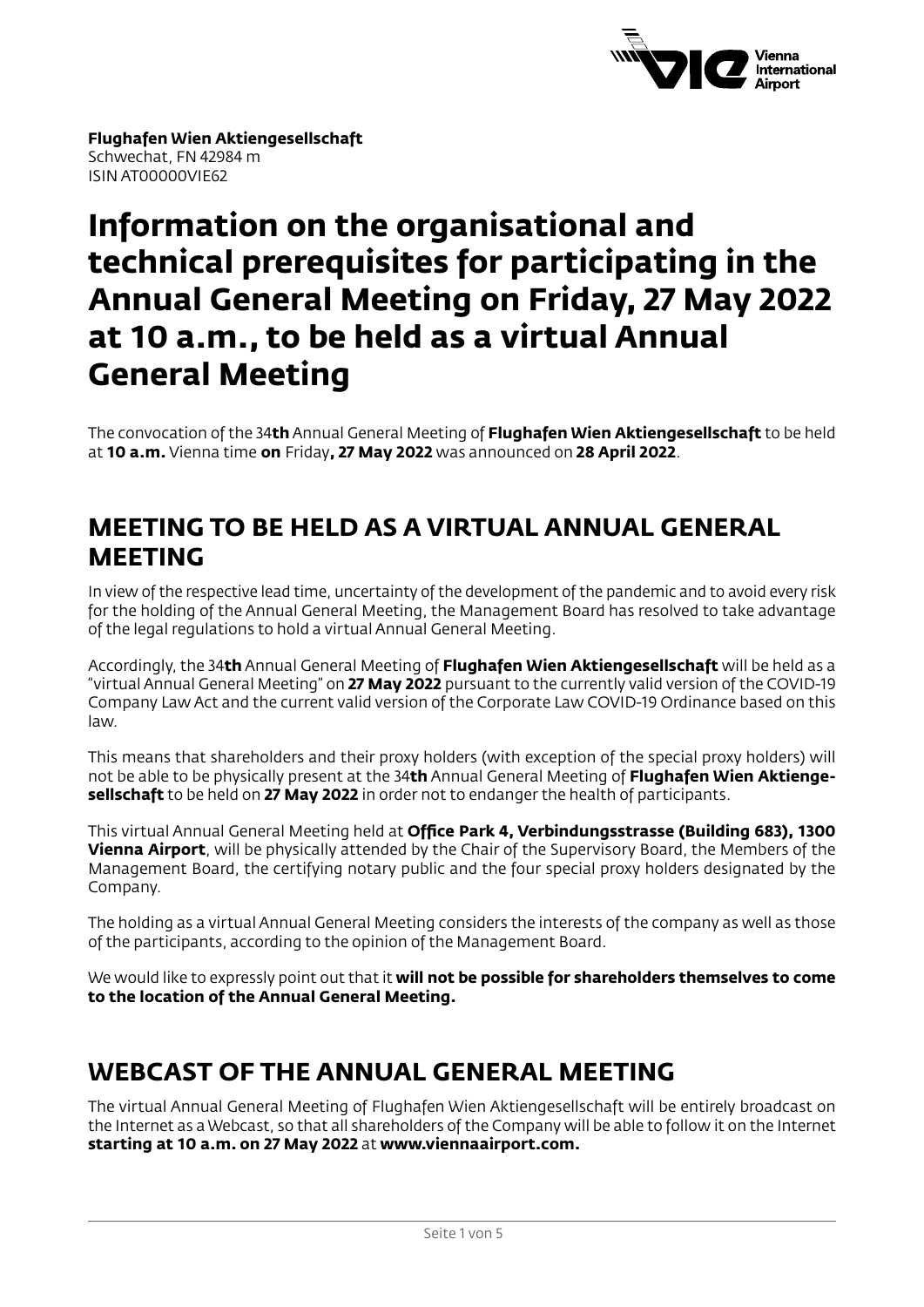**Flughafen Wien Aktiengesellschaft**
Schwechat, FN 42984 m
ISIN AT00000VIE62

# Information on the organisational and technical prerequisites for participating in the Annual General Meeting on Friday, 27 May 2022 at 10 a.m., to be held as a virtual Annual General Meeting

The convocation of the 34**th** Annual General Meeting of **Flughafen Wien Aktiengesellschaft** to be held at **10 a.m.** Vienna time **on** Friday**, 27 May 2022** was announced on **28 April 2022**.

## MEETING TO BE HELD AS A VIRTUAL ANNUAL GENERAL MEETING

In view of the respective lead time, uncertainty of the development of the pandemic and to avoid every risk for the holding of the Annual General Meeting, the Management Board has resolved to take advantage of the legal regulations to hold a virtual Annual General Meeting.

Accordingly, the 34**th** Annual General Meeting of **Flughafen Wien Aktiengesellschaft** will be held as a "virtual Annual General Meeting" on **27 May 2022** pursuant to the currently valid version of the COVID-19 Company Law Act and the current valid version of the Corporate Law COVID-19 Ordinance based on this law.

This means that shareholders and their proxy holders (with exception of the special proxy holders) will not be able to be physically present at the 34**th** Annual General Meeting of **Flughafen Wien Aktiengesellschaft** to be held on **27 May 2022** in order not to endanger the health of participants.

This virtual Annual General Meeting held at **Office Park 4, Verbindungsstrasse (Building 683), 1300 Vienna Airport**, will be physically attended by the Chair of the Supervisory Board, the Members of the Management Board, the certifying notary public and the four special proxy holders designated by the Company.

The holding as a virtual Annual General Meeting considers the interests of the company as well as those of the participants, according to the opinion of the Management Board.

We would like to expressly point out that it **will not be possible for shareholders themselves to come to the location of the Annual General Meeting.**

## WEBCAST OF THE ANNUAL GENERAL MEETING

The virtual Annual General Meeting of Flughafen Wien Aktiengesellschaft will be entirely broadcast on the Internet as a Webcast, so that all shareholders of the Company will be able to follow it on the Internet **starting at 10 a.m. on 27 May 2022** at **www.viennaairport.com.**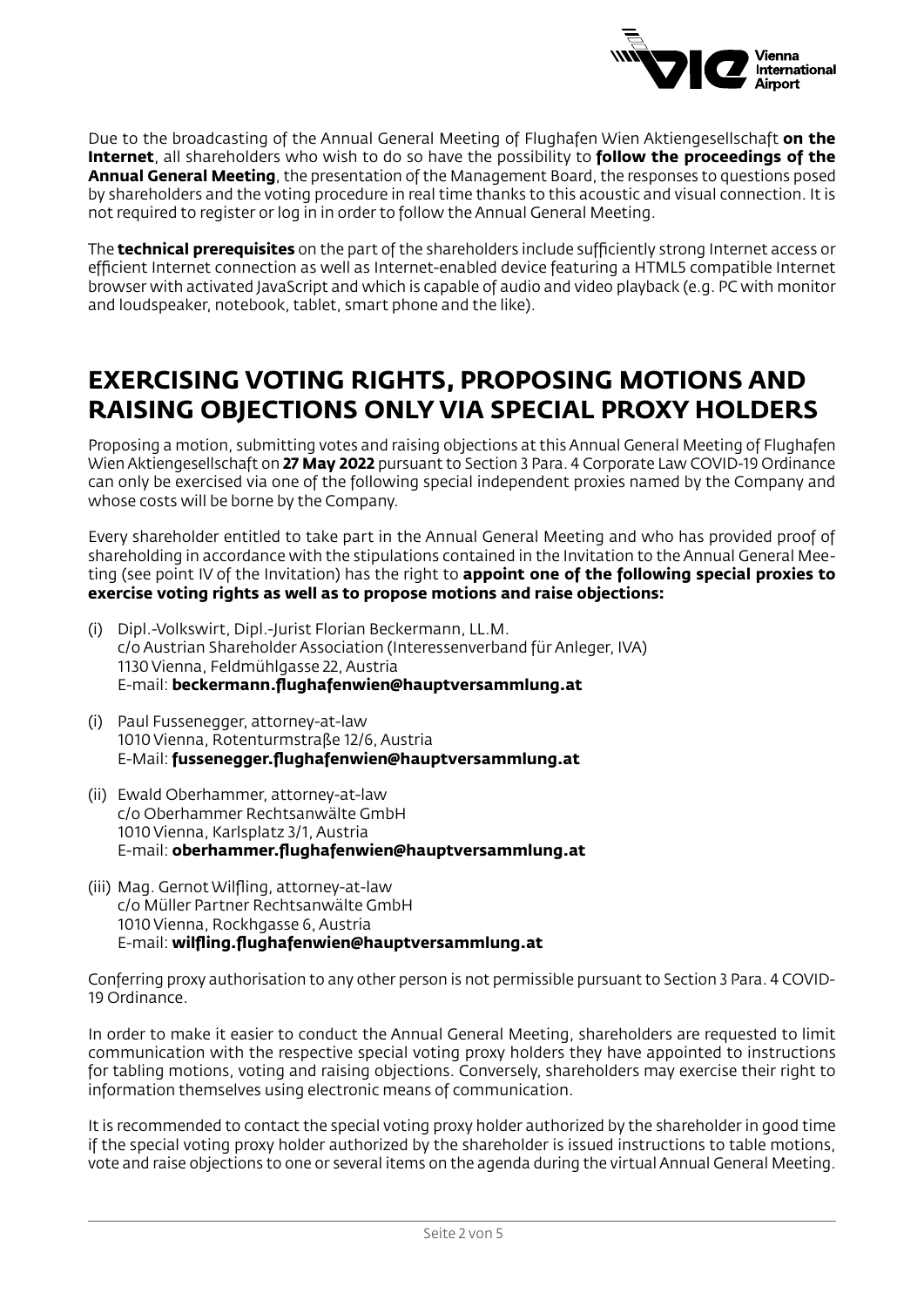Due to the broadcasting of the Annual General Meeting of Flughafen Wien Aktiengesellschaft **on the Internet**, all shareholders who wish to do so have the possibility to **follow the proceedings of the Annual General Meeting**, the presentation of the Management Board, the responses to questions posed by shareholders and the voting procedure in real time thanks to this acoustic and visual connection. It is not required to register or log in in order to follow the Annual General Meeting.

The **technical prerequisites** on the part of the shareholders include sufficiently strong Internet access or efficient Internet connection as well as Internet-enabled device featuring a HTML5 compatible Internet browser with activated JavaScript and which is capable of audio and video playback (e.g. PC with monitor and loudspeaker, notebook, tablet, smart phone and the like).

# EXERCISING VOTING RIGHTS, PROPOSING MOTIONS AND RAISING OBJECTIONS ONLY VIA SPECIAL PROXY HOLDERS

Proposing a motion, submitting votes and raising objections at this Annual General Meeting of Flughafen Wien Aktiengesellschaft on **27 May 2022** pursuant to Section 3 Para. 4 Corporate Law COVID-19 Ordinance can only be exercised via one of the following special independent proxies named by the Company and whose costs will be borne by the Company.

Every shareholder entitled to take part in the Annual General Meeting and who has provided proof of shareholding in accordance with the stipulations contained in the Invitation to the Annual General Meeting (see point IV of the Invitation) has the right to **appoint one of the following special proxies to exercise voting rights as well as to propose motions and raise objections:**

(i) Dipl.-Volkswirt, Dipl.-Jurist Florian Beckermann, LL.M.
c/o Austrian Shareholder Association (Interessenverband für Anleger, IVA)
1130 Vienna, Feldmühlgasse 22, Austria
E-mail: **beckermann.flughafenwien@hauptversammlung.at**

(i) Paul Fussenegger, attorney-at-law
1010 Vienna, Rotenturmstraße 12/6, Austria
E-Mail: **fussenegger.flughafenwien@hauptversammlung.at**

(ii) Ewald Oberhammer, attorney-at-law
c/o Oberhammer Rechtsanwälte GmbH
1010 Vienna, Karlsplatz 3/1, Austria
E-mail: **oberhammer.flughafenwien@hauptversammlung.at**

(iii) Mag. Gernot Wilfling, attorney-at-law
c/o Müller Partner Rechtsanwälte GmbH
1010 Vienna, Rockhgasse 6, Austria
E-mail: **wilfling.flughafenwien@hauptversammlung.at**

Conferring proxy authorisation to any other person is not permissible pursuant to Section 3 Para. 4 COVID-19 Ordinance.

In order to make it easier to conduct the Annual General Meeting, shareholders are requested to limit communication with the respective special voting proxy holders they have appointed to instructions for tabling motions, voting and raising objections. Conversely, shareholders may exercise their right to information themselves using electronic means of communication.

It is recommended to contact the special voting proxy holder authorized by the shareholder in good time if the special voting proxy holder authorized by the shareholder is issued instructions to table motions, vote and raise objections to one or several items on the agenda during the virtual Annual General Meeting.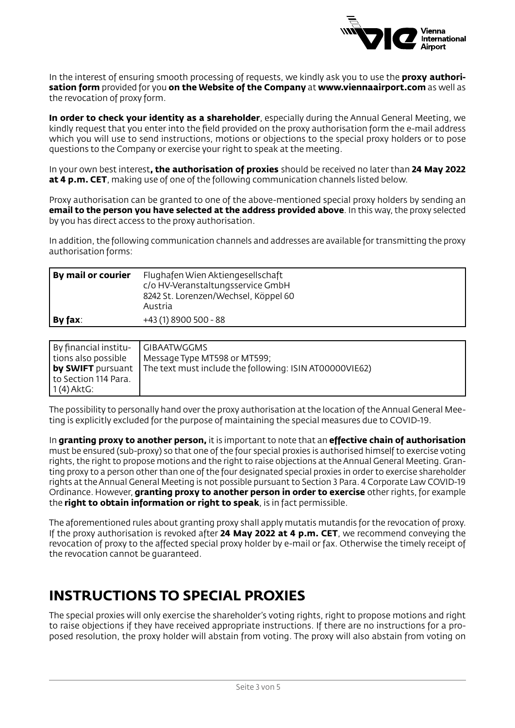In the interest of ensuring smooth processing of requests, we kindly ask you to use the **proxy authorisation form** provided for you **on the Website of the Company** at **www.viennaairport.com** as well as the revocation of proxy form.

**In order to check your identity as a shareholder**, especially during the Annual General Meeting, we kindly request that you enter into the field provided on the proxy authorisation form the e-mail address which you will use to send instructions, motions or objections to the special proxy holders or to pose questions to the Company or exercise your right to speak at the meeting.

In your own best interest**, the authorisation of proxies** should be received no later than **24 May 2022 at 4 p.m. CET**, making use of one of the following communication channels listed below.

Proxy authorisation can be granted to one of the above-mentioned special proxy holders by sending an **email to the person you have selected at the address provided above**. In this way, the proxy selected by you has direct access to the proxy authorisation.

In addition, the following communication channels and addresses are available for transmitting the proxy authorisation forms:

| **By mail or courier** | Flughafen Wien Aktiengesellschaft<br>c/o HV-Veranstaltungsservice GmbH<br>8242 St. Lorenzen/Wechsel, Köppel 60<br>Austria |
|---|---|
| **By fax**: | +43 (1) 8900 500 - 88 |

| By financial institutions also possible **by SWIFT** pursuant to Section 114 Para. 1 (4) AktG: | GIBAATWGGMS<br>Message Type MT598 or MT599;<br>The text must include the following: ISIN AT00000VIE62) |
|---|---|

The possibility to personally hand over the proxy authorisation at the location of the Annual General Meeting is explicitly excluded for the purpose of maintaining the special measures due to COVID-19.

In **granting proxy to another person,** it is important to note that an **effective chain of authorisation** must be ensured (sub-proxy) so that one of the four special proxies is authorised himself to exercise voting rights, the right to propose motions and the right to raise objections at the Annual General Meeting. Granting proxy to a person other than one of the four designated special proxies in order to exercise shareholder rights at the Annual General Meeting is not possible pursuant to Section 3 Para. 4 Corporate Law COVID-19 Ordinance. However, **granting proxy to another person in order to exercise** other rights, for example the **right to obtain information or right to speak**, is in fact permissible.

The aforementioned rules about granting proxy shall apply mutatis mutandis for the revocation of proxy. If the proxy authorisation is revoked after **24 May 2022 at 4 p.m. CET**, we recommend conveying the revocation of proxy to the affected special proxy holder by e-mail or fax. Otherwise the timely receipt of the revocation cannot be guaranteed.

## INSTRUCTIONS TO SPECIAL PROXIES

The special proxies will only exercise the shareholder's voting rights, right to propose motions and right to raise objections if they have received appropriate instructions. If there are no instructions for a proposed resolution, the proxy holder will abstain from voting. The proxy will also abstain from voting on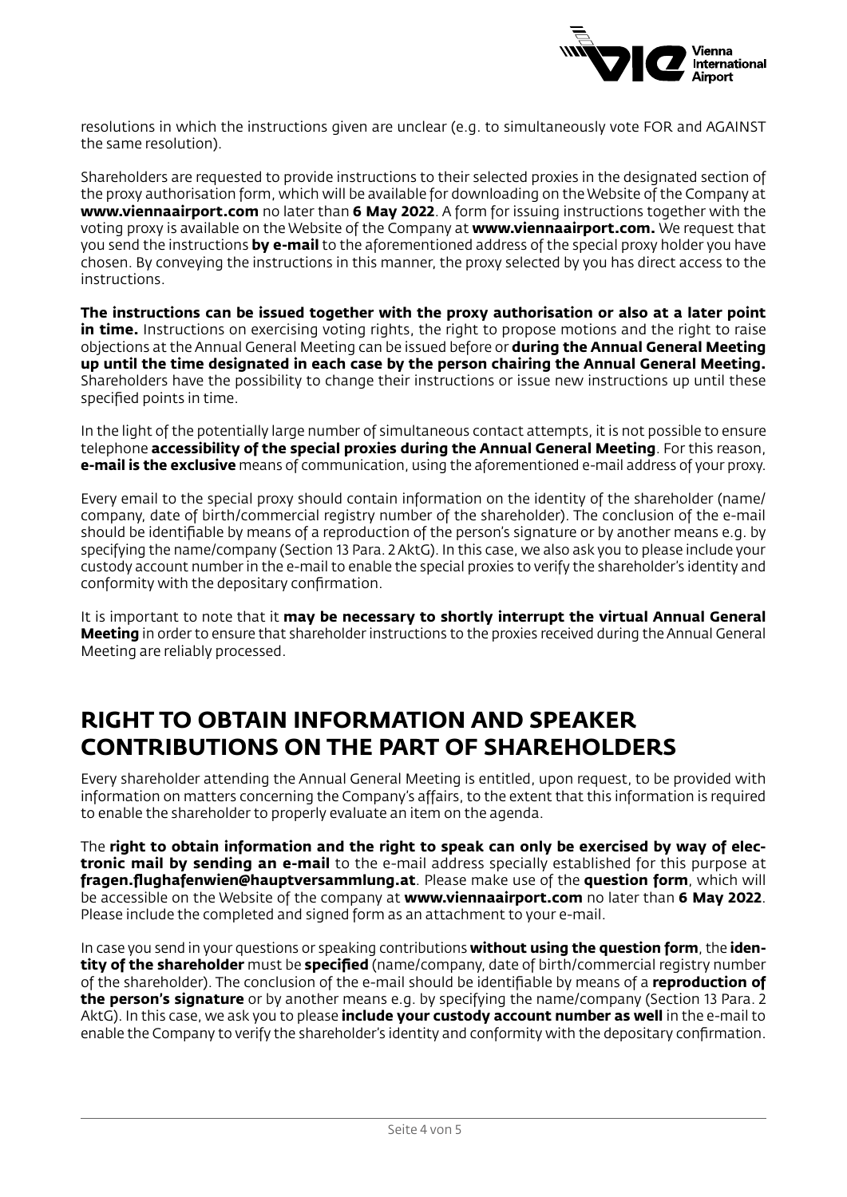resolutions in which the instructions given are unclear (e.g. to simultaneously vote FOR and AGAINST the same resolution).

Shareholders are requested to provide instructions to their selected proxies in the designated section of the proxy authorisation form, which will be available for downloading on the Website of the Company at **www.viennaairport.com** no later than **6 May 2022**. A form for issuing instructions together with the voting proxy is available on the Website of the Company at **www.viennaairport.com.** We request that you send the instructions **by e-mail** to the aforementioned address of the special proxy holder you have chosen. By conveying the instructions in this manner, the proxy selected by you has direct access to the instructions.

**The instructions can be issued together with the proxy authorisation or also at a later point in time.** Instructions on exercising voting rights, the right to propose motions and the right to raise objections at the Annual General Meeting can be issued before or **during the Annual General Meeting up until the time designated in each case by the person chairing the Annual General Meeting.** Shareholders have the possibility to change their instructions or issue new instructions up until these specified points in time.

In the light of the potentially large number of simultaneous contact attempts, it is not possible to ensure telephone **accessibility of the special proxies during the Annual General Meeting**. For this reason, **e-mail is the exclusive** means of communication, using the aforementioned e-mail address of your proxy.

Every email to the special proxy should contain information on the identity of the shareholder (name/company, date of birth/commercial registry number of the shareholder). The conclusion of the e-mail should be identifiable by means of a reproduction of the person's signature or by another means e.g. by specifying the name/company (Section 13 Para. 2 AktG). In this case, we also ask you to please include your custody account number in the e-mail to enable the special proxies to verify the shareholder's identity and conformity with the depositary confirmation.

It is important to note that it **may be necessary to shortly interrupt the virtual Annual General Meeting** in order to ensure that shareholder instructions to the proxies received during the Annual General Meeting are reliably processed.

## RIGHT TO OBTAIN INFORMATION AND SPEAKER CONTRIBUTIONS ON THE PART OF SHAREHOLDERS

Every shareholder attending the Annual General Meeting is entitled, upon request, to be provided with information on matters concerning the Company's affairs, to the extent that this information is required to enable the shareholder to properly evaluate an item on the agenda.

The **right to obtain information and the right to speak can only be exercised by way of electronic mail by sending an e-mail** to the e-mail address specially established for this purpose at **fragen.flughafenwien@hauptversammlung.at**. Please make use of the **question form**, which will be accessible on the Website of the company at **www.viennaairport.com** no later than **6 May 2022**. Please include the completed and signed form as an attachment to your e-mail.

In case you send in your questions or speaking contributions **without using the question form**, the **identity of the shareholder** must be **specified** (name/company, date of birth/commercial registry number of the shareholder). The conclusion of the e-mail should be identifiable by means of a **reproduction of the person's signature** or by another means e.g. by specifying the name/company (Section 13 Para. 2 AktG). In this case, we ask you to please **include your custody account number as well** in the e-mail to enable the Company to verify the shareholder's identity and conformity with the depositary confirmation.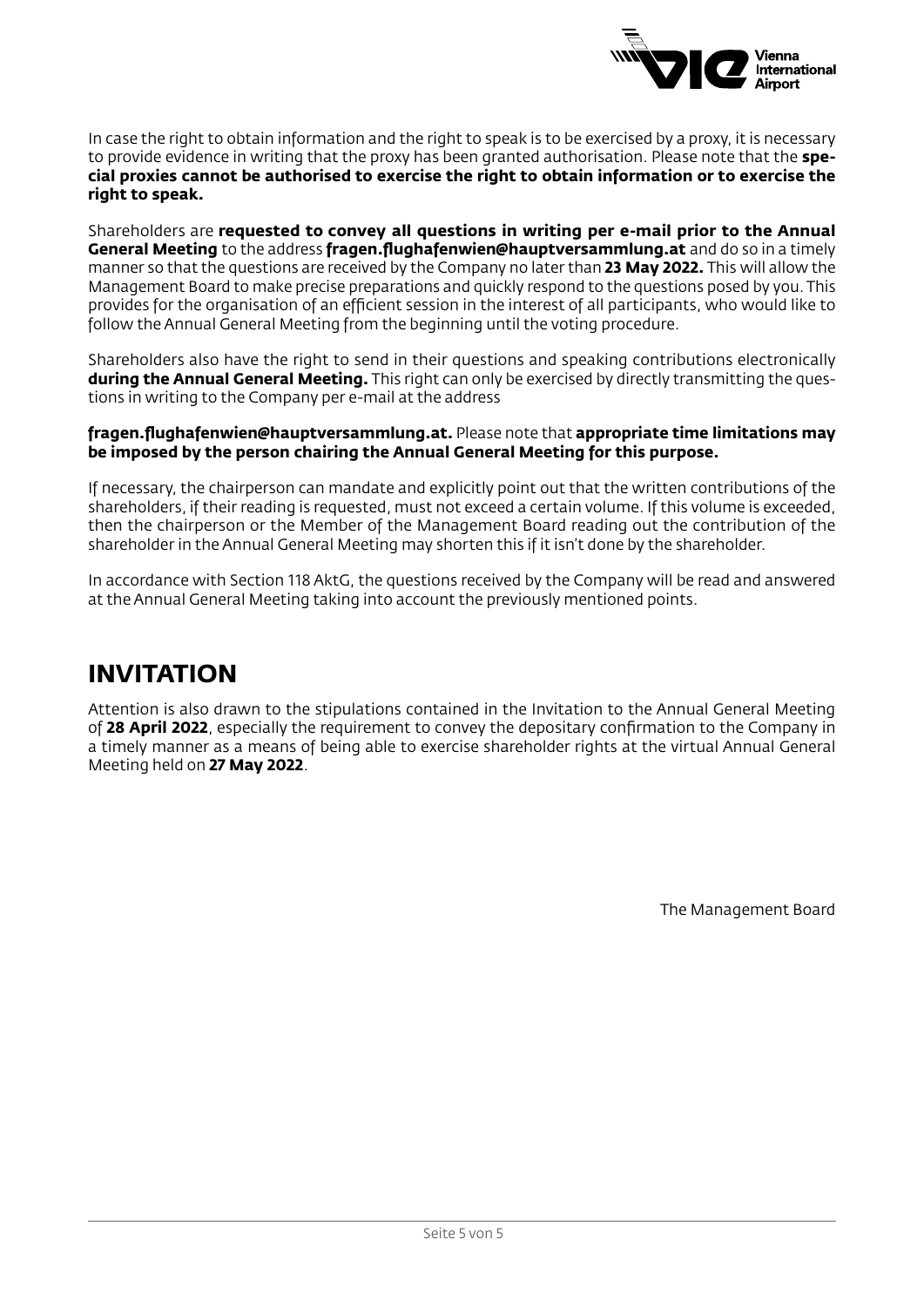In case the right to obtain information and the right to speak is to be exercised by a proxy, it is necessary to provide evidence in writing that the proxy has been granted authorisation. Please note that the **special proxies cannot be authorised to exercise the right to obtain information or to exercise the right to speak.**

Shareholders are **requested to convey all questions in writing per e-mail prior to the Annual General Meeting** to the address **fragen.flughafenwien@hauptversammlung.at** and do so in a timely manner so that the questions are received by the Company no later than **23 May 2022.** This will allow the Management Board to make precise preparations and quickly respond to the questions posed by you. This provides for the organisation of an efficient session in the interest of all participants, who would like to follow the Annual General Meeting from the beginning until the voting procedure.

Shareholders also have the right to send in their questions and speaking contributions electronically **during the Annual General Meeting.** This right can only be exercised by directly transmitting the questions in writing to the Company per e-mail at the address

**fragen.flughafenwien@hauptversammlung.at.** Please note that **appropriate time limitations may be imposed by the person chairing the Annual General Meeting for this purpose.**

If necessary, the chairperson can mandate and explicitly point out that the written contributions of the shareholders, if their reading is requested, must not exceed a certain volume. If this volume is exceeded, then the chairperson or the Member of the Management Board reading out the contribution of the shareholder in the Annual General Meeting may shorten this if it isn't done by the shareholder.

In accordance with Section 118 AktG, the questions received by the Company will be read and answered at the Annual General Meeting taking into account the previously mentioned points.

# INVITATION

Attention is also drawn to the stipulations contained in the Invitation to the Annual General Meeting of **28 April 2022**, especially the requirement to convey the depositary confirmation to the Company in a timely manner as a means of being able to exercise shareholder rights at the virtual Annual General Meeting held on **27 May 2022**.

The Management Board